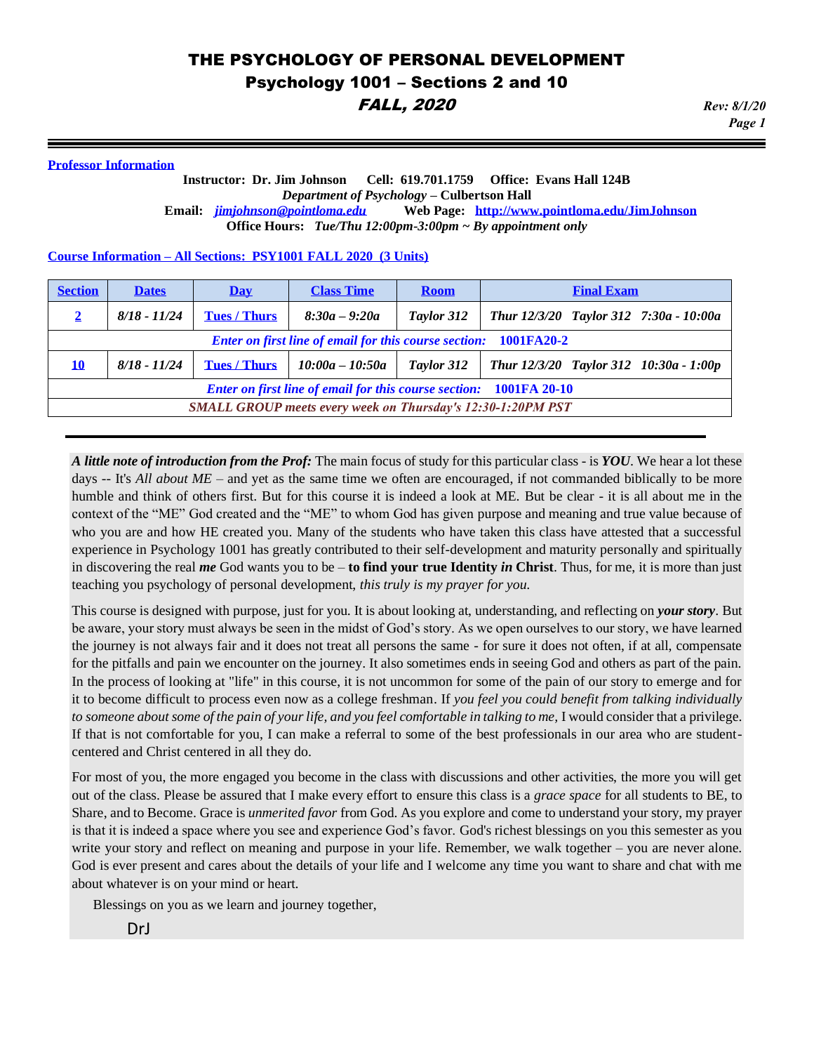# THE PSYCHOLOGY OF PERSONAL DEVELOPMENT
## Psychology 1001 – Sections 2 and 10
### *FALL, 2020*

*Rev: 8/1/20*

**Professor Information**

**Instructor: Dr. Jim Johnson Cell: 619.701.1759 Office: Evans Hall 124B**
***Department of Psychology* – Culbertson Hall**
**Email:** ***jimjohnson@pointloma.edu*** **Web Page: http://www.pointloma.edu/JimJohnson**
**Office Hours:** ***Tue/Thu 12:00pm-3:00pm ~ By appointment only***

**Course Information – All Sections: PSY1001 FALL 2020 (3 Units)**

| Section | Dates | Day | Class Time | Room | Final Exam |
|---|---|---|---|---|---|
| **2** | *8/18 - 11/24* | **Tues / Thurs** | *8:30a – 9:20a* | *Taylor 312* | *Thur 12/3/20 Taylor 312 7:30a - 10:00a* |
| *Enter on first line of email for this course section:* **1001FA20-2** | | | | | |
| **10** | *8/18 - 11/24* | **Tues / Thurs** | *10:00a – 10:50a* | *Taylor 312* | *Thur 12/3/20 Taylor 312 10:30a - 1:00p* |
| *Enter on first line of email for this course section:* **1001FA 20-10** | | | | | |
| *SMALL GROUP meets every week on Thursday's 12:30-1:20PM PST* | | | | | |

***A little note of introduction from the Prof:*** The main focus of study for this particular class - is ***YOU***. We hear a lot these days -- It's *All about ME* – and yet as the same time we often are encouraged, if not commanded biblically to be more humble and think of others first. But for this course it is indeed a look at ME. But be clear - it is all about me in the context of the "ME" God created and the "ME" to whom God has given purpose and meaning and true value because of who you are and how HE created you. Many of the students who have taken this class have attested that a successful experience in Psychology 1001 has greatly contributed to their self-development and maturity personally and spiritually in discovering the real ***me*** God wants you to be – **to find your true Identity *in* Christ**. Thus, for me, it is more than just teaching you psychology of personal development, *this truly is my prayer for you.*

This course is designed with purpose, just for you. It is about looking at, understanding, and reflecting on ***your story***. But be aware, your story must always be seen in the midst of God's story. As we open ourselves to our story, we have learned the journey is not always fair and it does not treat all persons the same - for sure it does not often, if at all, compensate for the pitfalls and pain we encounter on the journey. It also sometimes ends in seeing God and others as part of the pain. In the process of looking at "life" in this course, it is not uncommon for some of the pain of our story to emerge and for it to become difficult to process even now as a college freshman. If *you feel you could benefit from talking individually to someone about some of the pain of your life, and you feel comfortable in talking to me,* I would consider that a privilege. If that is not comfortable for you, I can make a referral to some of the best professionals in our area who are student-centered and Christ centered in all they do.

For most of you, the more engaged you become in the class with discussions and other activities, the more you will get out of the class. Please be assured that I make every effort to ensure this class is a *grace space* for all students to BE, to Share, and to Become. Grace is *unmerited favor* from God. As you explore and come to understand your story, my prayer is that it is indeed a space where you see and experience God's favor. God's richest blessings on you this semester as you write your story and reflect on meaning and purpose in your life. Remember, we walk together – you are never alone. God is ever present and cares about the details of your life and I welcome any time you want to share and chat with me about whatever is on your mind or heart.

Blessings on you as we learn and journey together,

DrJ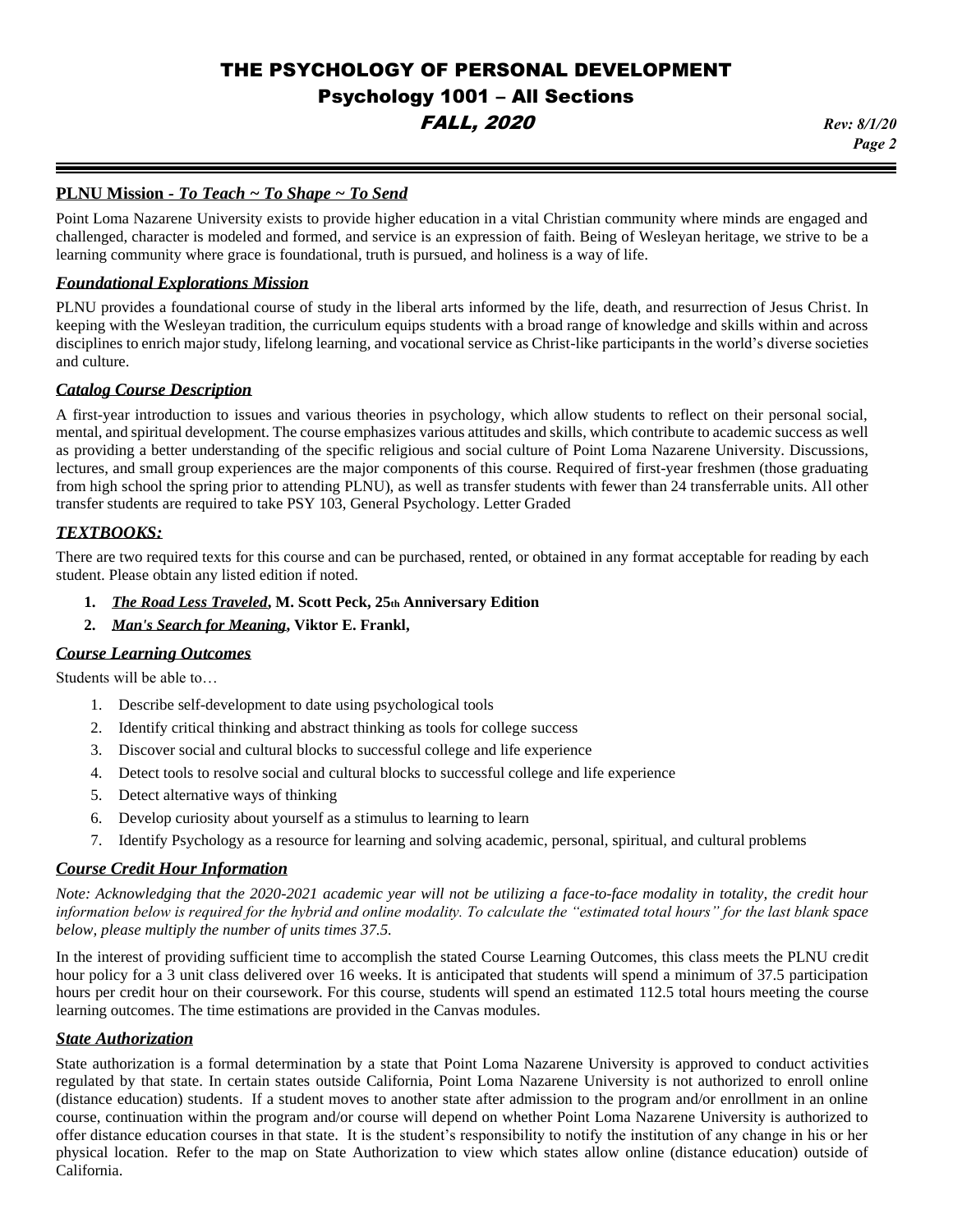## PLNU Mission - *To Teach ~ To Shape ~ To Send*

Point Loma Nazarene University exists to provide higher education in a vital Christian community where minds are engaged and challenged, character is modeled and formed, and service is an expression of faith. Being of Wesleyan heritage, we strive to be a learning community where grace is foundational, truth is pursued, and holiness is a way of life.

### *Foundational Explorations Mission*

PLNU provides a foundational course of study in the liberal arts informed by the life, death, and resurrection of Jesus Christ. In keeping with the Wesleyan tradition, the curriculum equips students with a broad range of knowledge and skills within and across disciplines to enrich major study, lifelong learning, and vocational service as Christ-like participants in the world's diverse societies and culture.

### *Catalog Course Description*

A first-year introduction to issues and various theories in psychology, which allow students to reflect on their personal social, mental, and spiritual development. The course emphasizes various attitudes and skills, which contribute to academic success as well as providing a better understanding of the specific religious and social culture of Point Loma Nazarene University. Discussions, lectures, and small group experiences are the major components of this course. Required of first-year freshmen (those graduating from high school the spring prior to attending PLNU), as well as transfer students with fewer than 24 transferrable units. All other transfer students are required to take PSY 103, General Psychology. Letter Graded

### *TEXTBOOKS:*

There are two required texts for this course and can be purchased, rented, or obtained in any format acceptable for reading by each student. Please obtain any listed edition if noted.

1. ***The Road Less Traveled*, M. Scott Peck, 25th Anniversary Edition**
2. ***Man's Search for Meaning*, Viktor E. Frankl,**

### *Course Learning Outcomes*

Students will be able to…

1. Describe self-development to date using psychological tools
2. Identify critical thinking and abstract thinking as tools for college success
3. Discover social and cultural blocks to successful college and life experience
4. Detect tools to resolve social and cultural blocks to successful college and life experience
5. Detect alternative ways of thinking
6. Develop curiosity about yourself as a stimulus to learning to learn
7. Identify Psychology as a resource for learning and solving academic, personal, spiritual, and cultural problems

### *Course Credit Hour Information*

*Note: Acknowledging that the 2020-2021 academic year will not be utilizing a face-to-face modality in totality, the credit hour information below is required for the hybrid and online modality. To calculate the "estimated total hours" for the last blank space below, please multiply the number of units times 37.5.*

In the interest of providing sufficient time to accomplish the stated Course Learning Outcomes, this class meets the PLNU credit hour policy for a 3 unit class delivered over 16 weeks. It is anticipated that students will spend a minimum of 37.5 participation hours per credit hour on their coursework. For this course, students will spend an estimated 112.5 total hours meeting the course learning outcomes. The time estimations are provided in the Canvas modules.

### *State Authorization*

State authorization is a formal determination by a state that Point Loma Nazarene University is approved to conduct activities regulated by that state. In certain states outside California, Point Loma Nazarene University is not authorized to enroll online (distance education) students. If a student moves to another state after admission to the program and/or enrollment in an online course, continuation within the program and/or course will depend on whether Point Loma Nazarene University is authorized to offer distance education courses in that state. It is the student's responsibility to notify the institution of any change in his or her physical location. Refer to the map on State Authorization to view which states allow online (distance education) outside of California.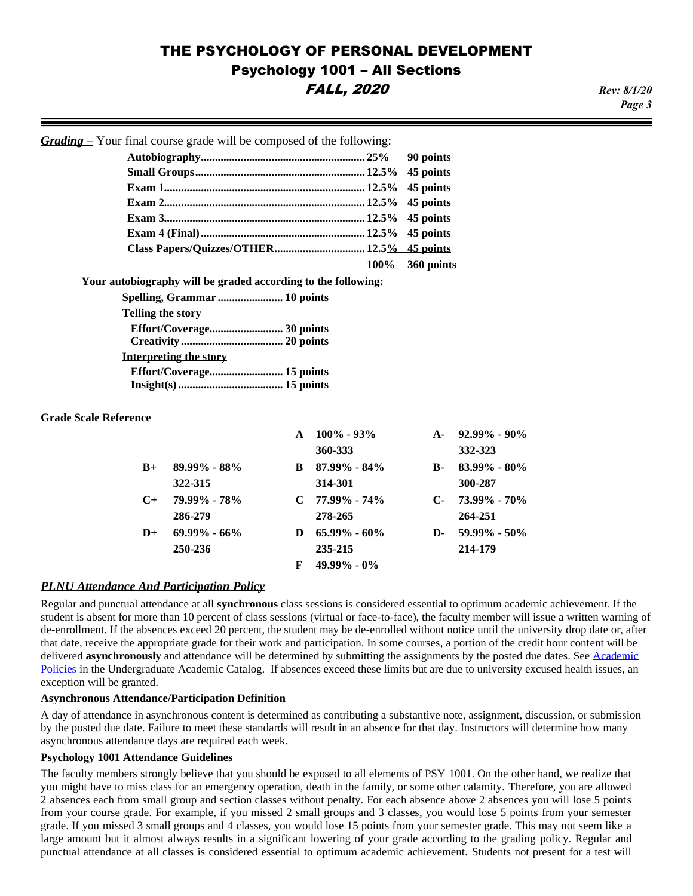***Grading –*** Your final course grade will be composed of the following:

| Item | Percent | Points |
|---|---|---|
| **Autobiography** | **25%** | **90 points** |
| **Small Groups** | **12.5%** | **45 points** |
| **Exam 1** | **12.5%** | **45 points** |
| **Exam 2** | **12.5%** | **45 points** |
| **Exam 3** | **12.5%** | **45 points** |
| **Exam 4 (Final)** | **12.5%** | **45 points** |
| **Class Papers/Quizzes/OTHER** | **12.5%** | **45 points** |
| | **100%** | **360 points** |

**Your autobiography will be graded according to the following:**

- **Spelling, Grammar** ....................... **10 points**
- **Telling the story**
  - **Effort/Coverage** .......................... **30 points**
  - **Creativity** .................................... **20 points**
- **Interpreting the story**
  - **Effort/Coverage** .......................... **15 points**
  - **Insight(s)** ..................................... **15 points**

**Grade Scale Reference**

| | | | | | |
|---|---|---|---|---|---|
| | | **A** | **100% - 93%** 360-333 | **A-** | **92.99% - 90%** 332-323 |
| **B+** | **89.99% - 88%** 322-315 | **B** | **87.99% - 84%** 314-301 | **B-** | **83.99% - 80%** 300-287 |
| **C+** | **79.99% - 78%** 286-279 | **C** | **77.99% - 74%** 278-265 | **C-** | **73.99% - 70%** 264-251 |
| **D+** | **69.99% - 66%** 250-236 | **D** | **65.99% - 60%** 235-215 | **D-** | **59.99% - 50%** 214-179 |
| | | **F** | **49.99% - 0%** | | |

### ***PLNU Attendance And Participation Policy***

Regular and punctual attendance at all **synchronous** class sessions is considered essential to optimum academic achievement. If the student is absent for more than 10 percent of class sessions (virtual or face-to-face), the faculty member will issue a written warning of de-enrollment. If the absences exceed 20 percent, the student may be de-enrolled without notice until the university drop date or, after that date, receive the appropriate grade for their work and participation. In some courses, a portion of the credit hour content will be delivered **asynchronously** and attendance will be determined by submitting the assignments by the posted due dates. See Academic Policies in the Undergraduate Academic Catalog. If absences exceed these limits but are due to university excused health issues, an exception will be granted.

**Asynchronous Attendance/Participation Definition**

A day of attendance in asynchronous content is determined as contributing a substantive note, assignment, discussion, or submission by the posted due date. Failure to meet these standards will result in an absence for that day. Instructors will determine how many asynchronous attendance days are required each week.

**Psychology 1001 Attendance Guidelines**

The faculty members strongly believe that you should be exposed to all elements of PSY 1001. On the other hand, we realize that you might have to miss class for an emergency operation, death in the family, or some other calamity. Therefore, you are allowed 2 absences each from small group and section classes without penalty. For each absence above 2 absences you will lose 5 points from your course grade. For example, if you missed 2 small groups and 3 classes, you would lose 5 points from your semester grade. If you missed 3 small groups and 4 classes, you would lose 15 points from your semester grade. This may not seem like a large amount but it almost always results in a significant lowering of your grade according to the grading policy. Regular and punctual attendance at all classes is considered essential to optimum academic achievement. Students not present for a test will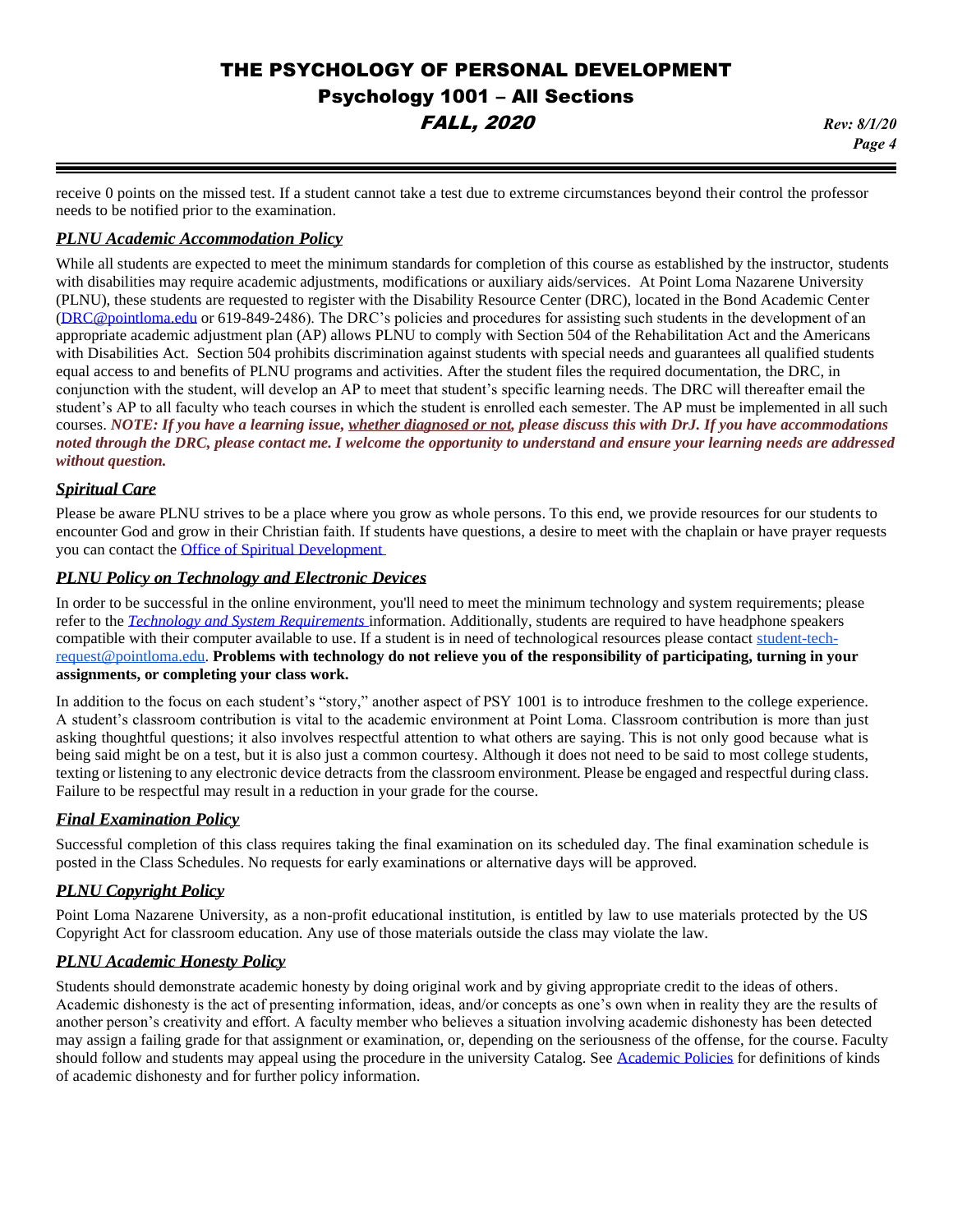receive 0 points on the missed test. If a student cannot take a test due to extreme circumstances beyond their control the professor needs to be notified prior to the examination.

### ***PLNU Academic Accommodation Policy***

While all students are expected to meet the minimum standards for completion of this course as established by the instructor, students with disabilities may require academic adjustments, modifications or auxiliary aids/services. At Point Loma Nazarene University (PLNU), these students are requested to register with the Disability Resource Center (DRC), located in the Bond Academic Center (DRC@pointloma.edu or 619-849-2486). The DRC's policies and procedures for assisting such students in the development of an appropriate academic adjustment plan (AP) allows PLNU to comply with Section 504 of the Rehabilitation Act and the Americans with Disabilities Act. Section 504 prohibits discrimination against students with special needs and guarantees all qualified students equal access to and benefits of PLNU programs and activities. After the student files the required documentation, the DRC, in conjunction with the student, will develop an AP to meet that student's specific learning needs. The DRC will thereafter email the student's AP to all faculty who teach courses in which the student is enrolled each semester. The AP must be implemented in all such courses. ***NOTE: If you have a learning issue, whether diagnosed or not, please discuss this with DrJ. If you have accommodations noted through the DRC, please contact me. I welcome the opportunity to understand and ensure your learning needs are addressed without question.***

### ***Spiritual Care***

Please be aware PLNU strives to be a place where you grow as whole persons. To this end, we provide resources for our students to encounter God and grow in their Christian faith. If students have questions, a desire to meet with the chaplain or have prayer requests you can contact the Office of Spiritual Development

### ***PLNU Policy on Technology and Electronic Devices***

In order to be successful in the online environment, you'll need to meet the minimum technology and system requirements; please refer to the *Technology and System Requirements* information. Additionally, students are required to have headphone speakers compatible with their computer available to use. If a student is in need of technological resources please contact student-tech-request@pointloma.edu. **Problems with technology do not relieve you of the responsibility of participating, turning in your assignments, or completing your class work.**

In addition to the focus on each student's "story," another aspect of PSY 1001 is to introduce freshmen to the college experience. A student's classroom contribution is vital to the academic environment at Point Loma. Classroom contribution is more than just asking thoughtful questions; it also involves respectful attention to what others are saying. This is not only good because what is being said might be on a test, but it is also just a common courtesy. Although it does not need to be said to most college students, texting or listening to any electronic device detracts from the classroom environment. Please be engaged and respectful during class. Failure to be respectful may result in a reduction in your grade for the course.

### ***Final Examination Policy***

Successful completion of this class requires taking the final examination on its scheduled day. The final examination schedule is posted in the Class Schedules. No requests for early examinations or alternative days will be approved.

### ***PLNU Copyright Policy***

Point Loma Nazarene University, as a non-profit educational institution, is entitled by law to use materials protected by the US Copyright Act for classroom education. Any use of those materials outside the class may violate the law.

### ***PLNU Academic Honesty Policy***

Students should demonstrate academic honesty by doing original work and by giving appropriate credit to the ideas of others. Academic dishonesty is the act of presenting information, ideas, and/or concepts as one's own when in reality they are the results of another person's creativity and effort. A faculty member who believes a situation involving academic dishonesty has been detected may assign a failing grade for that assignment or examination, or, depending on the seriousness of the offense, for the course. Faculty should follow and students may appeal using the procedure in the university Catalog. See Academic Policies for definitions of kinds of academic dishonesty and for further policy information.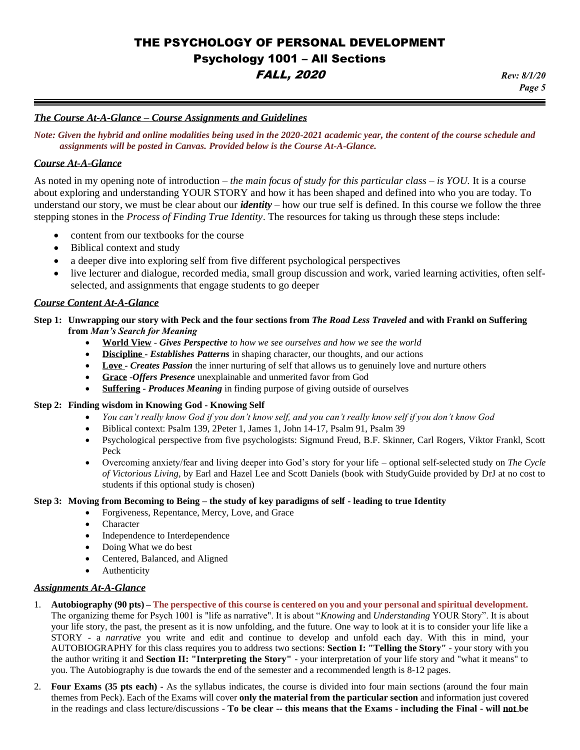### *The Course At-A-Glance – Course Assignments and Guidelines*

***Note: Given the hybrid and online modalities being used in the 2020-2021 academic year, the content of the course schedule and assignments will be posted in Canvas. Provided below is the Course At-A-Glance.***

### *Course At-A-Glance*

As noted in my opening note of introduction – *the main focus of study for this particular class – is YOU.* It is a course about exploring and understanding YOUR STORY and how it has been shaped and defined into who you are today. To understand our story, we must be clear about our ***identity*** – how our true self is defined. In this course we follow the three stepping stones in the *Process of Finding True Identity*. The resources for taking us through these steps include:

- content from our textbooks for the course
- Biblical context and study
- a deeper dive into exploring self from five different psychological perspectives
- live lecturer and dialogue, recorded media, small group discussion and work, varied learning activities, often self-selected, and assignments that engage students to go deeper

### *Course Content At-A-Glance*

**Step 1: Unwrapping our story with Peck and the four sections from *The Road Less Traveled* and with Frankl on Suffering from *Man's Search for Meaning***

- **World View** - ***Gives Perspective*** *to how we see ourselves and how we see the world*
- **Discipline** - ***Establishes Patterns*** in shaping character, our thoughts, and our actions
- **Love** - ***Creates Passion*** the inner nurturing of self that allows us to genuinely love and nurture others
- **Grace** -***Offers Presence*** unexplainable and unmerited favor from God
- **Suffering** - ***Produces Meaning*** in finding purpose of giving outside of ourselves

**Step 2: Finding wisdom in Knowing God - Knowing Self**

- *You can't really know God if you don't know self, and you can't really know self if you don't know God*
- Biblical context: Psalm 139, 2Peter 1, James 1, John 14-17, Psalm 91, Psalm 39
- Psychological perspective from five psychologists: Sigmund Freud, B.F. Skinner, Carl Rogers, Viktor Frankl, Scott Peck
- Overcoming anxiety/fear and living deeper into God's story for your life – optional self-selected study on *The Cycle of Victorious Living*, by Earl and Hazel Lee and Scott Daniels (book with StudyGuide provided by DrJ at no cost to students if this optional study is chosen)

**Step 3: Moving from Becoming to Being – the study of key paradigms of self - leading to true Identity**

- Forgiveness, Repentance, Mercy, Love, and Grace
- Character
- Independence to Interdependence
- Doing What we do best
- Centered, Balanced, and Aligned
- Authenticity

### *Assignments At-A-Glance*

1. **Autobiography (90 pts) – The perspective of this course is centered on you and your personal and spiritual development.** The organizing theme for Psych 1001 is "life as narrative". It is about "*Knowing* and *Understanding* YOUR Story". It is about your life story, the past, the present as it is now unfolding, and the future. One way to look at it is to consider your life like a STORY - a *narrative* you write and edit and continue to develop and unfold each day. With this in mind, your AUTOBIOGRAPHY for this class requires you to address two sections: **Section I: "Telling the Story"** - your story with you the author writing it and **Section II: "Interpreting the Story"** - your interpretation of your life story and "what it means" to you. The Autobiography is due towards the end of the semester and a recommended length is 8-12 pages.

2. **Four Exams (35 pts each)** - As the syllabus indicates, the course is divided into four main sections (around the four main themes from Peck). Each of the Exams will cover **only the material from the particular section** and information just covered in the readings and class lecture/discussions - **To be clear -- this means that the Exams - including the Final - will not be**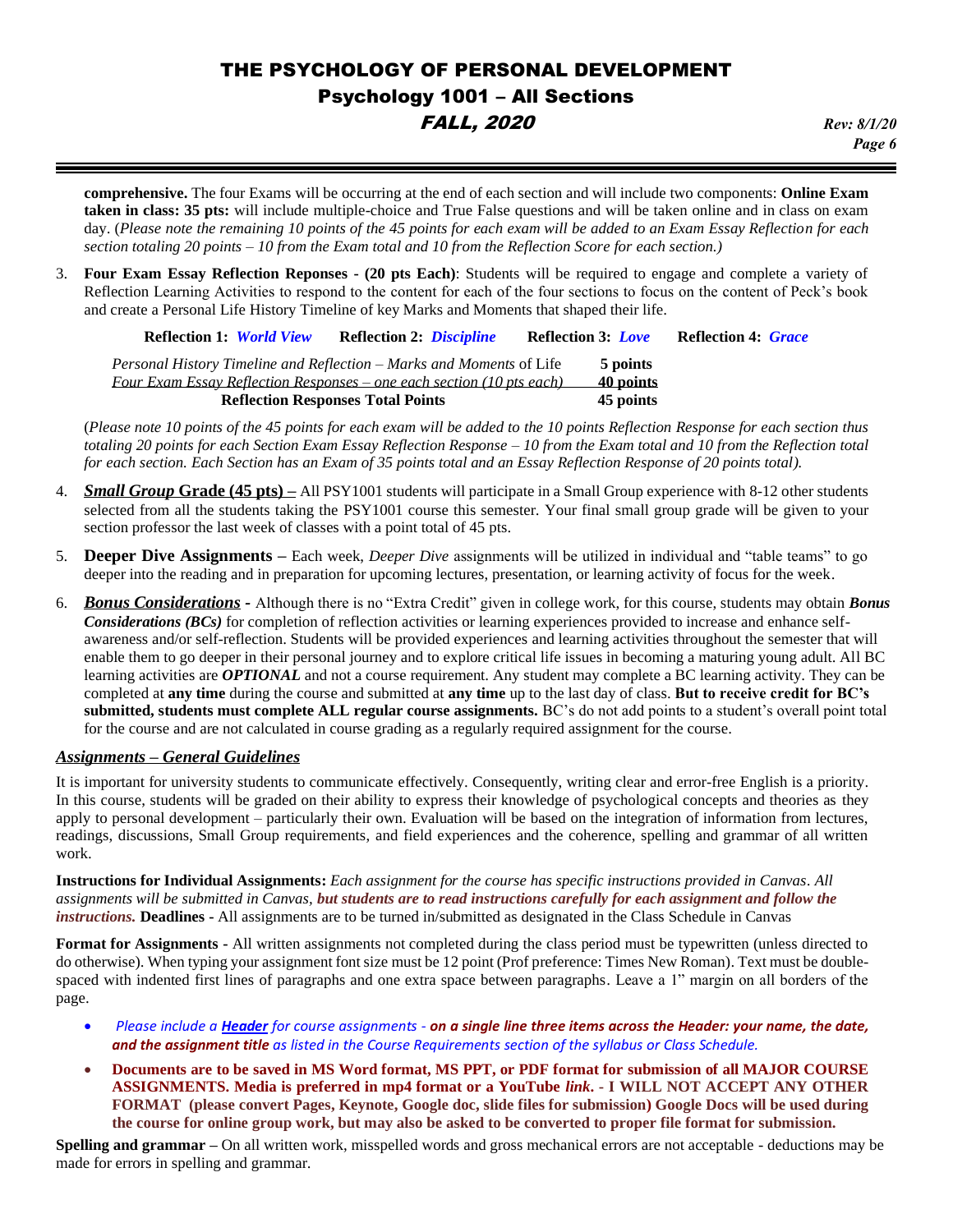**comprehensive.** The four Exams will be occurring at the end of each section and will include two components: **Online Exam taken in class: 35 pts:** will include multiple-choice and True False questions and will be taken online and in class on exam day. (*Please note the remaining 10 points of the 45 points for each exam will be added to an Exam Essay Reflection for each section totaling 20 points – 10 from the Exam total and 10 from the Reflection Score for each section.)*

3. **Four Exam Essay Reflection Reponses - (20 pts Each)**: Students will be required to engage and complete a variety of Reflection Learning Activities to respond to the content for each of the four sections to focus on the content of Peck's book and create a Personal Life History Timeline of key Marks and Moments that shaped their life.

   **Reflection 1:** ***World View*** **Reflection 2:** ***Discipline*** **Reflection 3:** ***Love*** **Reflection 4:** ***Grace***

| | |
|---|---|
| *Personal History Timeline and Reflection – Marks and Moments* of Life | **5 points** |
| *Four Exam Essay Reflection Responses – one each section (10 pts each)* | **40 points** |
| **Reflection Responses Total Points** | **45 points** |

   (*Please note 10 points of the 45 points for each exam will be added to the 10 points Reflection Response for each section thus totaling 20 points for each Section Exam Essay Reflection Response – 10 from the Exam total and 10 from the Reflection total for each section. Each Section has an Exam of 35 points total and an Essay Reflection Response of 20 points total).*

4. ***Small Group*** **Grade (45 pts) –** All PSY1001 students will participate in a Small Group experience with 8-12 other students selected from all the students taking the PSY1001 course this semester. Your final small group grade will be given to your section professor the last week of classes with a point total of 45 pts.

5. **Deeper Dive Assignments –** Each week, *Deeper Dive* assignments will be utilized in individual and "table teams" to go deeper into the reading and in preparation for upcoming lectures, presentation, or learning activity of focus for the week.

6. ***Bonus Considerations*** **-** Although there is no "Extra Credit" given in college work, for this course, students may obtain ***Bonus Considerations (BCs)*** for completion of reflection activities or learning experiences provided to increase and enhance self-awareness and/or self-reflection. Students will be provided experiences and learning activities throughout the semester that will enable them to go deeper in their personal journey and to explore critical life issues in becoming a maturing young adult. All BC learning activities are ***OPTIONAL*** and not a course requirement. Any student may complete a BC learning activity. They can be completed at **any time** during the course and submitted at **any time** up to the last day of class. **But to receive credit for BC's submitted, students must complete ALL regular course assignments.** BC's do not add points to a student's overall point total for the course and are not calculated in course grading as a regularly required assignment for the course.

### ***Assignments – General Guidelines***

It is important for university students to communicate effectively. Consequently, writing clear and error-free English is a priority. In this course, students will be graded on their ability to express their knowledge of psychological concepts and theories as they apply to personal development – particularly their own. Evaluation will be based on the integration of information from lectures, readings, discussions, Small Group requirements, and field experiences and the coherence, spelling and grammar of all written work.

**Instructions for Individual Assignments:** *Each assignment for the course has specific instructions provided in Canvas. All assignments will be submitted in Canvas,* ***but students are to read instructions carefully for each assignment and follow the instructions.*** **Deadlines -** All assignments are to be turned in/submitted as designated in the Class Schedule in Canvas

**Format for Assignments -** All written assignments not completed during the class period must be typewritten (unless directed to do otherwise). When typing your assignment font size must be 12 point (Prof preference: Times New Roman). Text must be double-spaced with indented first lines of paragraphs and one extra space between paragraphs. Leave a 1" margin on all borders of the page.

- *Please include a* ***Header*** *for course assignments -* ***on a single line three items across the Header: your name, the date, and the assignment title*** *as listed in the Course Requirements section of the syllabus or Class Schedule.*
- **Documents are to be saved in MS Word format, MS PPT, or PDF format for submission of all MAJOR COURSE ASSIGNMENTS. Media is preferred in mp4 format or a YouTube** ***link***. **- I WILL NOT ACCEPT ANY OTHER FORMAT (please convert Pages, Keynote, Google doc, slide files for submission) Google Docs will be used during the course for online group work, but may also be asked to be converted to proper file format for submission.**

**Spelling and grammar –** On all written work, misspelled words and gross mechanical errors are not acceptable - deductions may be made for errors in spelling and grammar.